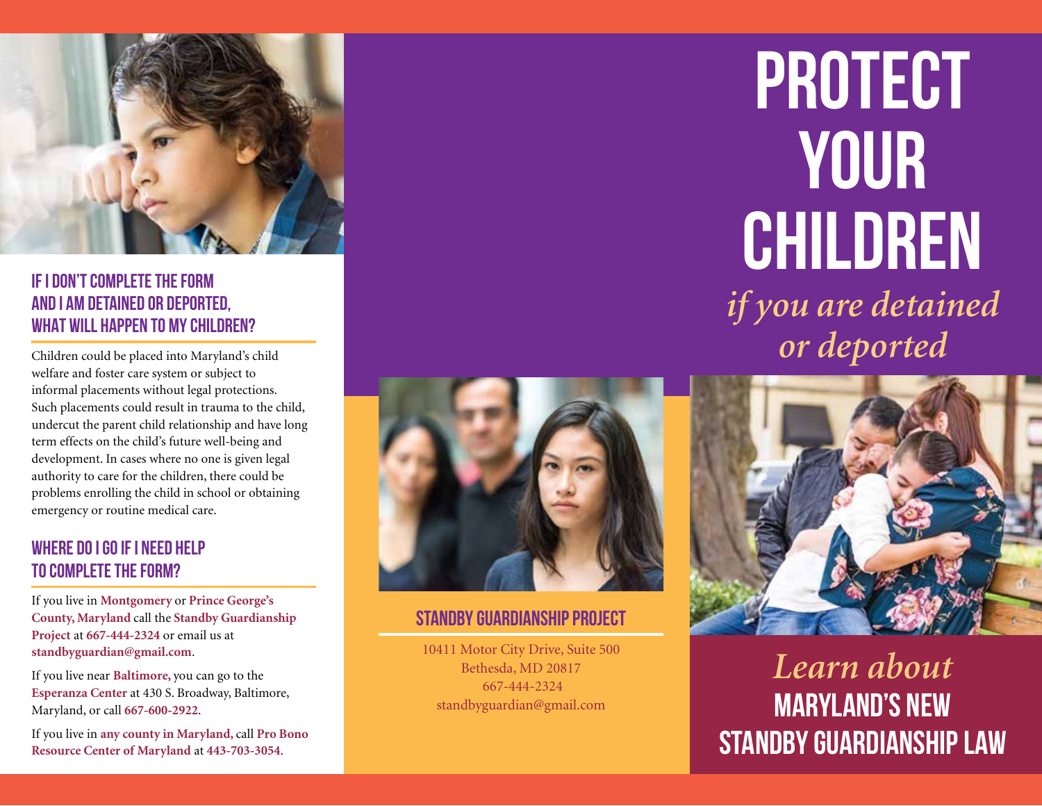## IF I DON'T COMPLETE THE FORM AND I AM DETAINED OR DEPORTED, WHAT WILL HAPPEN TO MY CHILDREN?

Children could be placed into Maryland's child welfare and foster care system or subject to informal placements without legal protections. Such placements could result in trauma to the child, undercut the parent child relationship and have long term effects on the child's future well-being and development. In cases where no one is given legal authority to care for the children, there could be problems enrolling the child in school or obtaining emergency or routine medical care.

## WHERE DO I GO IF I NEED HELP TO COMPLETE THE FORM?

If you live in **Montgomery** or **Prince George's County, Maryland** call the **Standby Guardianship Project** at **667-444-2324** or email us at **standbyguardian@gmail.com**.

If you live near **Baltimore,** you can go to the **Esperanza Center** at 430 S. Broadway, Baltimore, Maryland, or call **667-600-2922**.

If you live in **any county in Maryland,** call **Pro Bono Resource Center of Maryland** at **443-703-3054**.

## STANDBY GUARDIANSHIP PROJECT

10411 Motor City Drive, Suite 500
Bethesda, MD 20817
667-444-2324
standbyguardian@gmail.com

# PROTECT YOUR CHILDREN

*if you are detained or deported*

*Learn about*

**MARYLAND'S NEW STANDBY GUARDIANSHIP LAW**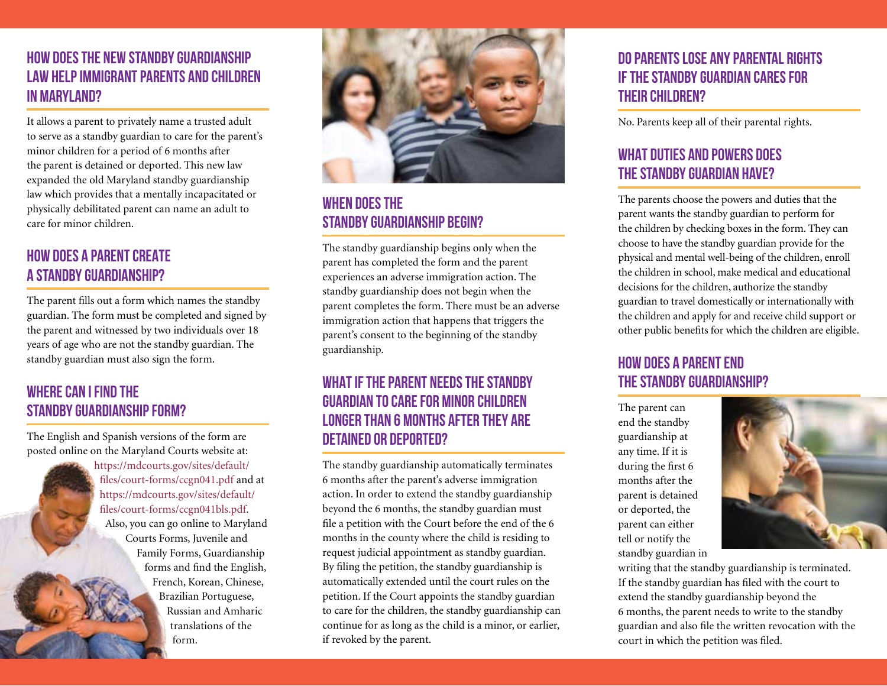## How does the new standby guardianship law help immigrant parents and children in Maryland?

It allows a parent to privately name a trusted adult to serve as a standby guardian to care for the parent's minor children for a period of 6 months after the parent is detained or deported. This new law expanded the old Maryland standby guardianship law which provides that a mentally incapacitated or physically debilitated parent can name an adult to care for minor children.

## How does a parent create a standby guardianship?

The parent fills out a form which names the standby guardian. The form must be completed and signed by the parent and witnessed by two individuals over 18 years of age who are not the standby guardian. The standby guardian must also sign the form.

## Where can I find the standby guardianship form?

The English and Spanish versions of the form are posted online on the Maryland Courts website at: https://mdcourts.gov/sites/default/files/court-forms/ccgn041.pdf and at https://mdcourts.gov/sites/default/files/court-forms/ccgn041bls.pdf. Also, you can go online to Maryland Courts Forms, Juvenile and Family Forms, Guardianship forms and find the English, French, Korean, Chinese, Brazilian Portuguese, Russian and Amharic translations of the form.

## When does the standby guardianship begin?

The standby guardianship begins only when the parent has completed the form and the parent experiences an adverse immigration action. The standby guardianship does not begin when the parent completes the form. There must be an adverse immigration action that happens that triggers the parent's consent to the beginning of the standby guardianship.

## What if the parent needs the standby guardian to care for minor children longer than 6 months after they are detained or deported?

The standby guardianship automatically terminates 6 months after the parent's adverse immigration action. In order to extend the standby guardianship beyond the 6 months, the standby guardian must file a petition with the Court before the end of the 6 months in the county where the child is residing to request judicial appointment as standby guardian. By filing the petition, the standby guardianship is automatically extended until the court rules on the petition. If the Court appoints the standby guardian to care for the children, the standby guardianship can continue for as long as the child is a minor, or earlier, if revoked by the parent.

## Do parents lose any parental rights if the standby guardian cares for their children?

No. Parents keep all of their parental rights.

## What duties and powers does the standby guardian have?

The parents choose the powers and duties that the parent wants the standby guardian to perform for the children by checking boxes in the form. They can choose to have the standby guardian provide for the physical and mental well-being of the children, enroll the children in school, make medical and educational decisions for the children, authorize the standby guardian to travel domestically or internationally with the children and apply for and receive child support or other public benefits for which the children are eligible.

## How does a parent end the standby guardianship?

The parent can end the standby guardianship at any time. If it is during the first 6 months after the parent is detained or deported, the parent can either tell or notify the standby guardian in writing that the standby guardianship is terminated. If the standby guardian has filed with the court to extend the standby guardianship beyond the 6 months, the parent needs to write to the standby guardian and also file the written revocation with the court in which the petition was filed.